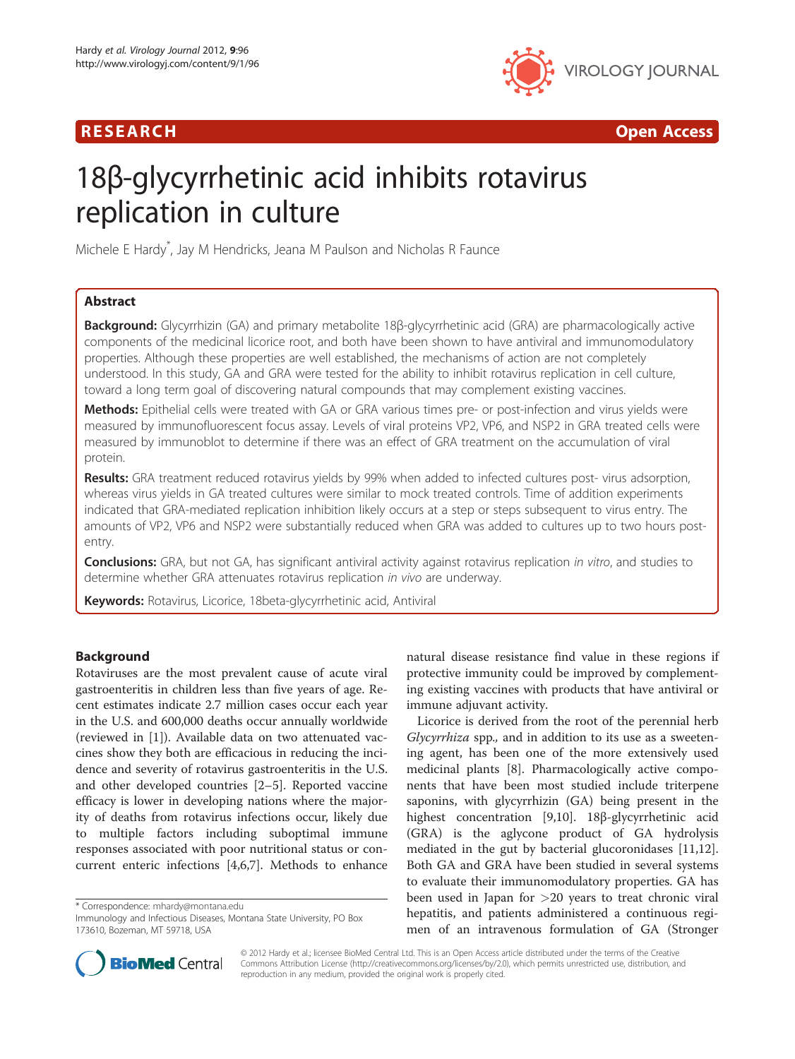RESEARCH Open Access

# 18β-glycyrrhetinic acid inhibits rotavirus replication in culture

Michele E Hardy*, Jay M Hendricks, Jeana M Paulson and Nicholas R Faunce

## Abstract

**Background:** Glycyrrhizin (GA) and primary metabolite 18β-glycyrrhetinic acid (GRA) are pharmacologically active components of the medicinal licorice root, and both have been shown to have antiviral and immunomodulatory properties. Although these properties are well established, the mechanisms of action are not completely understood. In this study, GA and GRA were tested for the ability to inhibit rotavirus replication in cell culture, toward a long term goal of discovering natural compounds that may complement existing vaccines.

**Methods:** Epithelial cells were treated with GA or GRA various times pre- or post-infection and virus yields were measured by immunofluorescent focus assay. Levels of viral proteins VP2, VP6, and NSP2 in GRA treated cells were measured by immunoblot to determine if there was an effect of GRA treatment on the accumulation of viral protein.

**Results:** GRA treatment reduced rotavirus yields by 99% when added to infected cultures post- virus adsorption, whereas virus yields in GA treated cultures were similar to mock treated controls. Time of addition experiments indicated that GRA-mediated replication inhibition likely occurs at a step or steps subsequent to virus entry. The amounts of VP2, VP6 and NSP2 were substantially reduced when GRA was added to cultures up to two hours post-entry.

**Conclusions:** GRA, but not GA, has significant antiviral activity against rotavirus replication *in vitro*, and studies to determine whether GRA attenuates rotavirus replication *in vivo* are underway.

**Keywords:** Rotavirus, Licorice, 18beta-glycyrrhetinic acid, Antiviral

## Background

Rotaviruses are the most prevalent cause of acute viral gastroenteritis in children less than five years of age. Recent estimates indicate 2.7 million cases occur each year in the U.S. and 600,000 deaths occur annually worldwide (reviewed in [1]). Available data on two attenuated vaccines show they both are efficacious in reducing the incidence and severity of rotavirus gastroenteritis in the U.S. and other developed countries [2–5]. Reported vaccine efficacy is lower in developing nations where the majority of deaths from rotavirus infections occur, likely due to multiple factors including suboptimal immune responses associated with poor nutritional status or concurrent enteric infections [4,6,7]. Methods to enhance natural disease resistance find value in these regions if protective immunity could be improved by complementing existing vaccines with products that have antiviral or immune adjuvant activity.

Licorice is derived from the root of the perennial herb *Glycyrrhiza* spp., and in addition to its use as a sweetening agent, has been one of the more extensively used medicinal plants [8]. Pharmacologically active components that have been most studied include triterpene saponins, with glycyrrhizin (GA) being present in the highest concentration [9,10]. 18β-glycyrrhetinic acid (GRA) is the aglycone product of GA hydrolysis mediated in the gut by bacterial glucoronidases [11,12]. Both GA and GRA have been studied in several systems to evaluate their immunomodulatory properties. GA has been used in Japan for >20 years to treat chronic viral hepatitis, and patients administered a continuous regimen of an intravenous formulation of GA (Stronger

\* Correspondence: mhardy@montana.edu
Immunology and Infectious Diseases, Montana State University, PO Box 173610, Bozeman, MT 59718, USA

© 2012 Hardy et al.; licensee BioMed Central Ltd. This is an Open Access article distributed under the terms of the Creative Commons Attribution License (http://creativecommons.org/licenses/by/2.0), which permits unrestricted use, distribution, and reproduction in any medium, provided the original work is properly cited.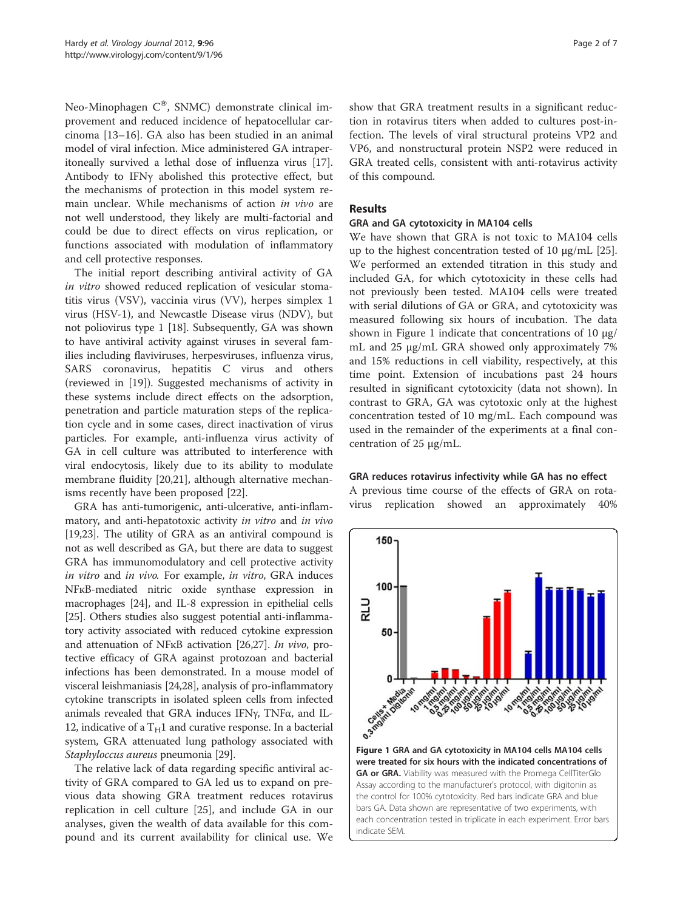Neo-Minophagen C®, SNMC) demonstrate clinical improvement and reduced incidence of hepatocellular carcinoma [13–16]. GA also has been studied in an animal model of viral infection. Mice administered GA intraperitoneally survived a lethal dose of influenza virus [17]. Antibody to IFNγ abolished this protective effect, but the mechanisms of protection in this model system remain unclear. While mechanisms of action *in vivo* are not well understood, they likely are multi-factorial and could be due to direct effects on virus replication, or functions associated with modulation of inflammatory and cell protective responses.

The initial report describing antiviral activity of GA *in vitro* showed reduced replication of vesicular stomatitis virus (VSV), vaccinia virus (VV), herpes simplex 1 virus (HSV-1), and Newcastle Disease virus (NDV), but not poliovirus type 1 [18]. Subsequently, GA was shown to have antiviral activity against viruses in several families including flaviviruses, herpesviruses, influenza virus, SARS coronavirus, hepatitis C virus and others (reviewed in [19]). Suggested mechanisms of activity in these systems include direct effects on the adsorption, penetration and particle maturation steps of the replication cycle and in some cases, direct inactivation of virus particles. For example, anti-influenza virus activity of GA in cell culture was attributed to interference with viral endocytosis, likely due to its ability to modulate membrane fluidity [20,21], although alternative mechanisms recently have been proposed [22].

GRA has anti-tumorigenic, anti-ulcerative, anti-inflammatory, and anti-hepatotoxic activity *in vitro* and *in vivo* [19,23]. The utility of GRA as an antiviral compound is not as well described as GA, but there are data to suggest GRA has immunomodulatory and cell protective activity *in vitro* and *in vivo*. For example, *in vitro*, GRA induces NFκB-mediated nitric oxide synthase expression in macrophages [24], and IL-8 expression in epithelial cells [25]. Others studies also suggest potential anti-inflammatory activity associated with reduced cytokine expression and attenuation of NFκB activation [26,27]. *In vivo*, protective efficacy of GRA against protozoan and bacterial infections has been demonstrated. In a mouse model of visceral leishmaniasis [24,28], analysis of pro-inflammatory cytokine transcripts in isolated spleen cells from infected animals revealed that GRA induces IFNγ, TNFα, and IL-12, indicative of a $T_H1$ and curative response. In a bacterial system, GRA attenuated lung pathology associated with *Staphyloccus aureus* pneumonia [29].

The relative lack of data regarding specific antiviral activity of GRA compared to GA led us to expand on previous data showing GRA treatment reduces rotavirus replication in cell culture [25], and include GA in our analyses, given the wealth of data available for this compound and its current availability for clinical use. We show that GRA treatment results in a significant reduction in rotavirus titers when added to cultures post-infection. The levels of viral structural proteins VP2 and VP6, and nonstructural protein NSP2 were reduced in GRA treated cells, consistent with anti-rotavirus activity of this compound.

## Results

### GRA and GA cytotoxicity in MA104 cells

We have shown that GRA is not toxic to MA104 cells up to the highest concentration tested of 10 μg/mL [25]. We performed an extended titration in this study and included GA, for which cytotoxicity in these cells had not previously been tested. MA104 cells were treated with serial dilutions of GA or GRA, and cytotoxicity was measured following six hours of incubation. The data shown in Figure 1 indicate that concentrations of 10 μg/mL and 25 μg/mL GRA showed only approximately 7% and 15% reductions in cell viability, respectively, at this time point. Extension of incubations past 24 hours resulted in significant cytotoxicity (data not shown). In contrast to GRA, GA was cytotoxic only at the highest concentration tested of 10 mg/mL. Each compound was used in the remainder of the experiments at a final concentration of 25 μg/mL.

**Figure 1 GRA and GA cytotoxicity in MA104 cells MA104 cells were treated for six hours with the indicated concentrations of GA or GRA.** Viability was measured with the Promega CellTiterGlo Assay according to the manufacturer's protocol, with digitonin as the control for 100% cytotoxicity. Red bars indicate GRA and blue bars GA. Data shown are representative of two experiments, with each concentration tested in triplicate in each experiment. Error bars indicate SEM.

### GRA reduces rotavirus infectivity while GA has no effect

A previous time course of the effects of GRA on rotavirus replication showed an approximately 40%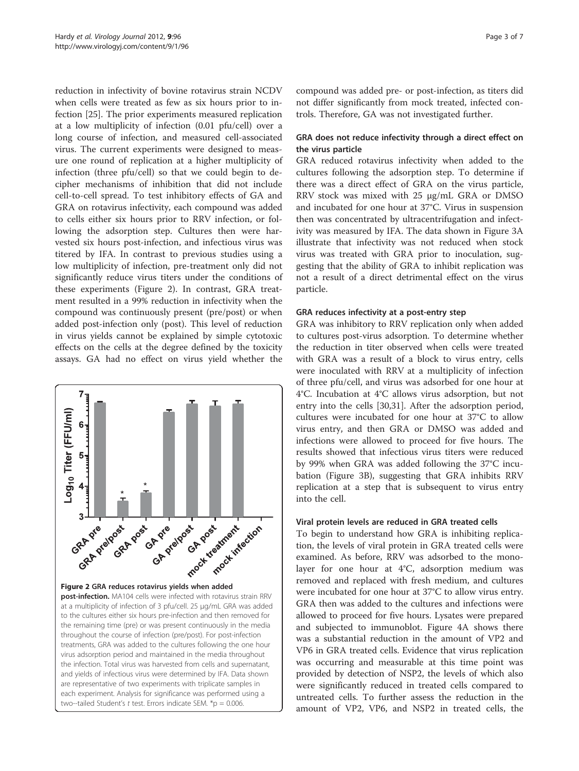reduction in infectivity of bovine rotavirus strain NCDV when cells were treated as few as six hours prior to infection [25]. The prior experiments measured replication at a low multiplicity of infection (0.01 pfu/cell) over a long course of infection, and measured cell-associated virus. The current experiments were designed to measure one round of replication at a higher multiplicity of infection (three pfu/cell) so that we could begin to decipher mechanisms of inhibition that did not include cell-to-cell spread. To test inhibitory effects of GA and GRA on rotavirus infectivity, each compound was added to cells either six hours prior to RRV infection, or following the adsorption step. Cultures then were harvested six hours post-infection, and infectious virus was titered by IFA. In contrast to previous studies using a low multiplicity of infection, pre-treatment only did not significantly reduce virus titers under the conditions of these experiments (Figure 2). In contrast, GRA treatment resulted in a 99% reduction in infectivity when the compound was continuously present (pre/post) or when added post-infection only (post). This level of reduction in virus yields cannot be explained by simple cytotoxic effects on the cells at the degree defined by the toxicity assays. GA had no effect on virus yield whether the compound was added pre- or post-infection, as titers did not differ significantly from mock treated, infected controls. Therefore, GA was not investigated further.

**Figure 2 GRA reduces rotavirus yields when added post-infection.** MA104 cells were infected with rotavirus strain RRV at a multiplicity of infection of 3 pfu/cell. 25 μg/mL GRA was added to the cultures either six hours pre-infection and then removed for the remaining time (pre) or was present continuously in the media throughout the course of infection (pre/post). For post-infection treatments, GRA was added to the cultures following the one hour virus adsorption period and maintained in the media throughout the infection. Total virus was harvested from cells and supernatant, and yields of infectious virus were determined by IFA. Data shown are representative of two experiments with triplicate samples in each experiment. Analysis for significance was performed using a two--tailed Student's *t* test. Errors indicate SEM. *$p = 0.006$.

### GRA does not reduce infectivity through a direct effect on the virus particle

GRA reduced rotavirus infectivity when added to the cultures following the adsorption step. To determine if there was a direct effect of GRA on the virus particle, RRV stock was mixed with 25 μg/mL GRA or DMSO and incubated for one hour at 37°C. Virus in suspension then was concentrated by ultracentrifugation and infectivity was measured by IFA. The data shown in Figure 3A illustrate that infectivity was not reduced when stock virus was treated with GRA prior to inoculation, suggesting that the ability of GRA to inhibit replication was not a result of a direct detrimental effect on the virus particle.

### GRA reduces infectivity at a post-entry step

GRA was inhibitory to RRV replication only when added to cultures post-virus adsorption. To determine whether the reduction in titer observed when cells were treated with GRA was a result of a block to virus entry, cells were inoculated with RRV at a multiplicity of infection of three pfu/cell, and virus was adsorbed for one hour at 4°C. Incubation at 4°C allows virus adsorption, but not entry into the cells [30,31]. After the adsorption period, cultures were incubated for one hour at 37°C to allow virus entry, and then GRA or DMSO was added and infections were allowed to proceed for five hours. The results showed that infectious virus titers were reduced by 99% when GRA was added following the 37°C incubation (Figure 3B), suggesting that GRA inhibits RRV replication at a step that is subsequent to virus entry into the cell.

### Viral protein levels are reduced in GRA treated cells

To begin to understand how GRA is inhibiting replication, the levels of viral protein in GRA treated cells were examined. As before, RRV was adsorbed to the monolayer for one hour at 4°C, adsorption medium was removed and replaced with fresh medium, and cultures were incubated for one hour at 37°C to allow virus entry. GRA then was added to the cultures and infections were allowed to proceed for five hours. Lysates were prepared and subjected to immunoblot. Figure 4A shows there was a substantial reduction in the amount of VP2 and VP6 in GRA treated cells. Evidence that virus replication was occurring and measurable at this time point was provided by detection of NSP2, the levels of which also were significantly reduced in treated cells compared to untreated cells. To further assess the reduction in the amount of VP2, VP6, and NSP2 in treated cells, the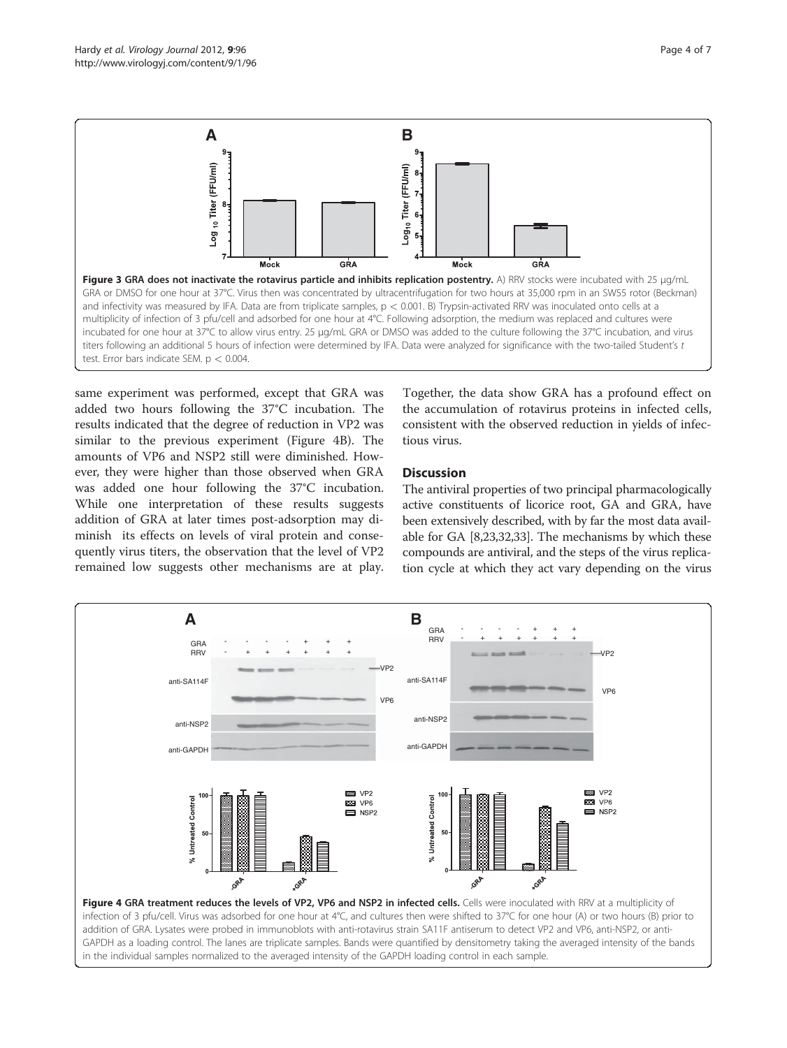Figure 3 GRA does not inactivate the rotavirus particle and inhibits replication postentry. A) RRV stocks were incubated with 25 μg/mL GRA or DMSO for one hour at 37°C. Virus then was concentrated by ultracentrifugation for two hours at 35,000 rpm in an SW55 rotor (Beckman) and infectivity was measured by IFA. Data are from triplicate samples, $p < 0.001$. B) Trypsin-activated RRV was inoculated onto cells at a multiplicity of infection of 3 pfu/cell and adsorbed for one hour at 4°C. Following adsorption, the medium was replaced and cultures were incubated for one hour at 37°C to allow virus entry. 25 μg/mL GRA or DMSO was added to the culture following the 37°C incubation, and virus titers following an additional 5 hours of infection were determined by IFA. Data were analyzed for significance with the two-tailed Student's *t* test. Error bars indicate SEM. $p < 0.004$.

same experiment was performed, except that GRA was added two hours following the 37°C incubation. The results indicated that the degree of reduction in VP2 was similar to the previous experiment (Figure 4B). The amounts of VP6 and NSP2 still were diminished. However, they were higher than those observed when GRA was added one hour following the 37°C incubation. While one interpretation of these results suggests addition of GRA at later times post-adsorption may diminish its effects on levels of viral protein and consequently virus titers, the observation that the level of VP2 remained low suggests other mechanisms are at play. Together, the data show GRA has a profound effect on the accumulation of rotavirus proteins in infected cells, consistent with the observed reduction in yields of infectious virus.

## Discussion

The antiviral properties of two principal pharmacologically active constituents of licorice root, GA and GRA, have been extensively described, with by far the most data available for GA [8,23,32,33]. The mechanisms by which these compounds are antiviral, and the steps of the virus replication cycle at which they act vary depending on the virus

Figure 4 GRA treatment reduces the levels of VP2, VP6 and NSP2 in infected cells. Cells were inoculated with RRV at a multiplicity of infection of 3 pfu/cell. Virus was adsorbed for one hour at 4°C, and cultures then were shifted to 37°C for one hour (A) or two hours (B) prior to addition of GRA. Lysates were probed in immunoblots with anti-rotavirus strain SA11F antiserum to detect VP2 and VP6, anti-NSP2, or anti-GAPDH as a loading control. The lanes are triplicate samples. Bands were quantified by densitometry taking the averaged intensity of the bands in the individual samples normalized to the averaged intensity of the GAPDH loading control in each sample.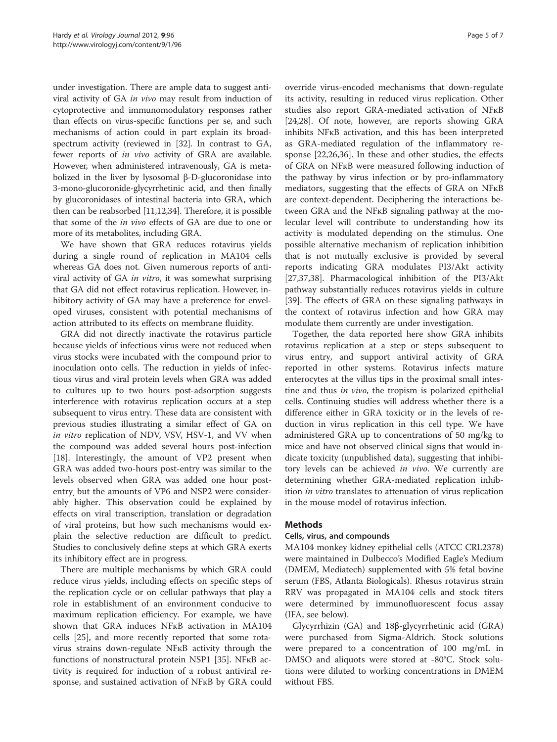under investigation. There are ample data to suggest antiviral activity of GA *in vivo* may result from induction of cytoprotective and immunomodulatory responses rather than effects on virus-specific functions per se, and such mechanisms of action could in part explain its broad-spectrum activity (reviewed in [32]. In contrast to GA, fewer reports of *in vivo* activity of GRA are available. However, when administered intravenously, GA is metabolized in the liver by lysosomal β-D-glucoronidase into 3-mono-glucoronide-glycyrrhetinic acid, and then finally by glucoronidases of intestinal bacteria into GRA, which then can be reabsorbed [11,12,34]. Therefore, it is possible that some of the *in vivo* effects of GA are due to one or more of its metabolites, including GRA.

We have shown that GRA reduces rotavirus yields during a single round of replication in MA104 cells whereas GA does not. Given numerous reports of antiviral activity of GA *in vitro*, it was somewhat surprising that GA did not effect rotavirus replication. However, inhibitory activity of GA may have a preference for enveloped viruses, consistent with potential mechanisms of action attributed to its effects on membrane fluidity.

GRA did not directly inactivate the rotavirus particle because yields of infectious virus were not reduced when virus stocks were incubated with the compound prior to inoculation onto cells. The reduction in yields of infectious virus and viral protein levels when GRA was added to cultures up to two hours post-adsorption suggests interference with rotavirus replication occurs at a step subsequent to virus entry. These data are consistent with previous studies illustrating a similar effect of GA on *in vitro* replication of NDV, VSV, HSV-1, and VV when the compound was added several hours post-infection [18]. Interestingly, the amount of VP2 present when GRA was added two-hours post-entry was similar to the levels observed when GRA was added one hour post-entry, but the amounts of VP6 and NSP2 were considerably higher. This observation could be explained by effects on viral transcription, translation or degradation of viral proteins, but how such mechanisms would explain the selective reduction are difficult to predict. Studies to conclusively define steps at which GRA exerts its inhibitory effect are in progress.

There are multiple mechanisms by which GRA could reduce virus yields, including effects on specific steps of the replication cycle or on cellular pathways that play a role in establishment of an environment conducive to maximum replication efficiency. For example, we have shown that GRA induces NFκB activation in MA104 cells [25], and more recently reported that some rotavirus strains down-regulate NFκB activity through the functions of nonstructural protein NSP1 [35]. NFκB activity is required for induction of a robust antiviral response, and sustained activation of NFκB by GRA could override virus-encoded mechanisms that down-regulate its activity, resulting in reduced virus replication. Other studies also report GRA-mediated activation of NFκB [24,28]. Of note, however, are reports showing GRA inhibits NFκB activation, and this has been interpreted as GRA-mediated regulation of the inflammatory response [22,26,36]. In these and other studies, the effects of GRA on NFκB were measured following induction of the pathway by virus infection or by pro-inflammatory mediators, suggesting that the effects of GRA on NFκB are context-dependent. Deciphering the interactions between GRA and the NFκB signaling pathway at the molecular level will contribute to understanding how its activity is modulated depending on the stimulus. One possible alternative mechanism of replication inhibition that is not mutually exclusive is provided by several reports indicating GRA modulates PI3/Akt activity [27,37,38]. Pharmacological inhibition of the PI3/Akt pathway substantially reduces rotavirus yields in culture [39]. The effects of GRA on these signaling pathways in the context of rotavirus infection and how GRA may modulate them currently are under investigation.

Together, the data reported here show GRA inhibits rotavirus replication at a step or steps subsequent to virus entry, and support antiviral activity of GRA reported in other systems. Rotavirus infects mature enterocytes at the villus tips in the proximal small intestine and thus *in vivo*, the tropism is polarized epithelial cells. Continuing studies will address whether there is a difference either in GRA toxicity or in the levels of reduction in virus replication in this cell type. We have administered GRA up to concentrations of 50 mg/kg to mice and have not observed clinical signs that would indicate toxicity (unpublished data), suggesting that inhibitory levels can be achieved *in vivo*. We currently are determining whether GRA-mediated replication inhibition *in vitro* translates to attenuation of virus replication in the mouse model of rotavirus infection.

## Methods

### Cells, virus, and compounds

MA104 monkey kidney epithelial cells (ATCC CRL2378) were maintained in Dulbecco's Modified Eagle's Medium (DMEM, Mediatech) supplemented with 5% fetal bovine serum (FBS, Atlanta Biologicals). Rhesus rotavirus strain RRV was propagated in MA104 cells and stock titers were determined by immunofluorescent focus assay (IFA, see below).

Glycyrrhizin (GA) and 18β-glycyrrhetinic acid (GRA) were purchased from Sigma-Aldrich. Stock solutions were prepared to a concentration of 100 mg/mL in DMSO and aliquots were stored at -80°C. Stock solutions were diluted to working concentrations in DMEM without FBS.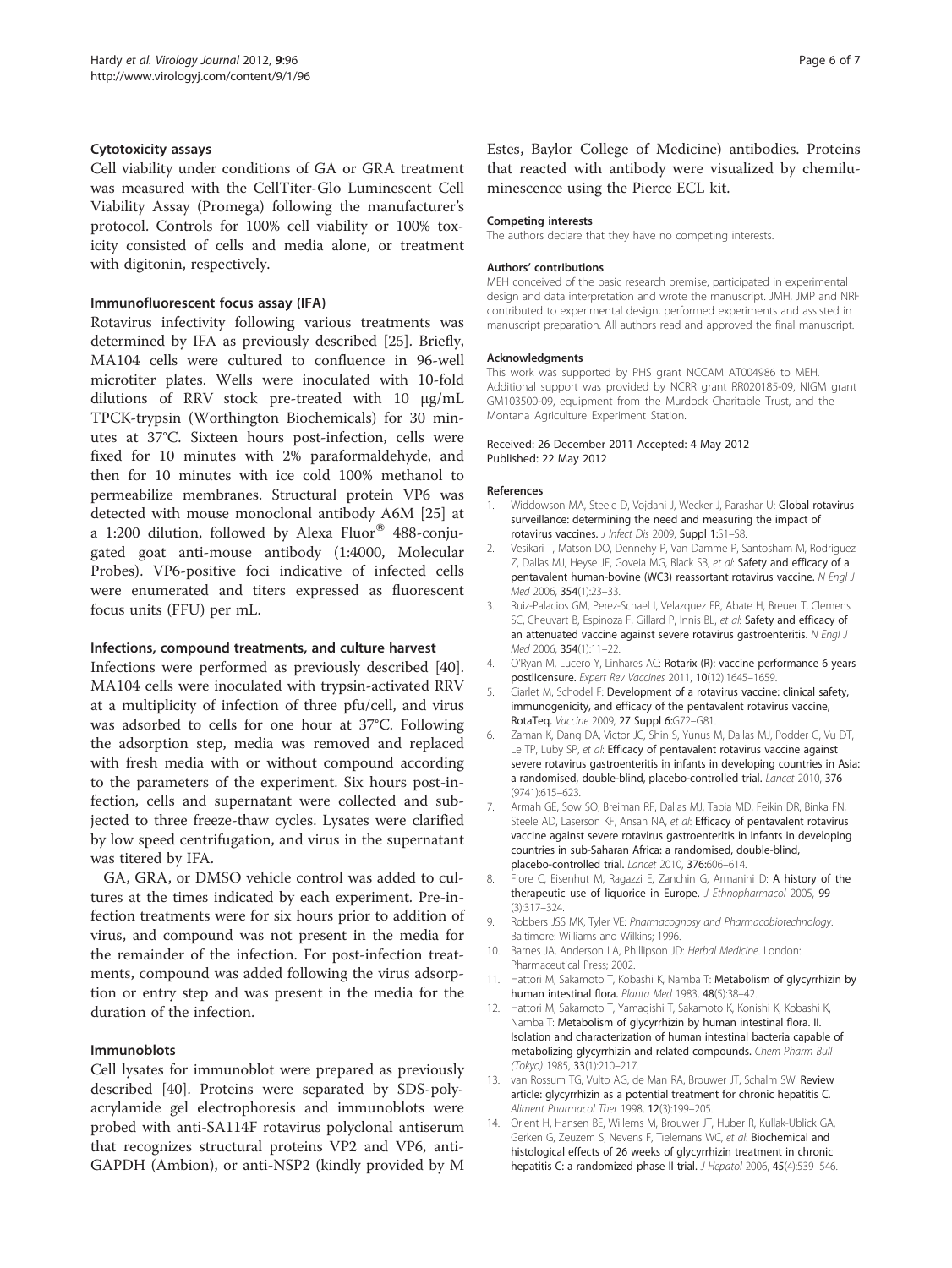### Cytotoxicity assays

Cell viability under conditions of GA or GRA treatment was measured with the CellTiter-Glo Luminescent Cell Viability Assay (Promega) following the manufacturer's protocol. Controls for 100% cell viability or 100% toxicity consisted of cells and media alone, or treatment with digitonin, respectively.

### Immunofluorescent focus assay (IFA)

Rotavirus infectivity following various treatments was determined by IFA as previously described [25]. Briefly, MA104 cells were cultured to confluence in 96-well microtiter plates. Wells were inoculated with 10-fold dilutions of RRV stock pre-treated with 10 μg/mL TPCK-trypsin (Worthington Biochemicals) for 30 minutes at 37°C. Sixteen hours post-infection, cells were fixed for 10 minutes with 2% paraformaldehyde, and then for 10 minutes with ice cold 100% methanol to permeabilize membranes. Structural protein VP6 was detected with mouse monoclonal antibody A6M [25] at a 1:200 dilution, followed by Alexa Fluor® 488-conjugated goat anti-mouse antibody (1:4000, Molecular Probes). VP6-positive foci indicative of infected cells were enumerated and titers expressed as fluorescent focus units (FFU) per mL.

### Infections, compound treatments, and culture harvest

Infections were performed as previously described [40]. MA104 cells were inoculated with trypsin-activated RRV at a multiplicity of infection of three pfu/cell, and virus was adsorbed to cells for one hour at 37°C. Following the adsorption step, media was removed and replaced with fresh media with or without compound according to the parameters of the experiment. Six hours post-infection, cells and supernatant were collected and subjected to three freeze-thaw cycles. Lysates were clarified by low speed centrifugation, and virus in the supernatant was titered by IFA.

GA, GRA, or DMSO vehicle control was added to cultures at the times indicated by each experiment. Pre-infection treatments were for six hours prior to addition of virus, and compound was not present in the media for the remainder of the infection. For post-infection treatments, compound was added following the virus adsorption or entry step and was present in the media for the duration of the infection.

### Immunoblots

Cell lysates for immunoblot were prepared as previously described [40]. Proteins were separated by SDS-polyacrylamide gel electrophoresis and immunoblots were probed with anti-SA114F rotavirus polyclonal antiserum that recognizes structural proteins VP2 and VP6, anti-GAPDH (Ambion), or anti-NSP2 (kindly provided by M Estes, Baylor College of Medicine) antibodies. Proteins that reacted with antibody were visualized by chemiluminescence using the Pierce ECL kit.

#### Competing interests

The authors declare that they have no competing interests.

#### Authors' contributions

MEH conceived of the basic research premise, participated in experimental design and data interpretation and wrote the manuscript. JMH, JMP and NRF contributed to experimental design, performed experiments and assisted in manuscript preparation. All authors read and approved the final manuscript.

#### Acknowledgments

This work was supported by PHS grant NCCAM AT004986 to MEH. Additional support was provided by NCRR grant RR020185-09, NIGM grant GM103500-09, equipment from the Murdock Charitable Trust, and the Montana Agriculture Experiment Station.

Received: 26 December 2011 Accepted: 4 May 2012
Published: 22 May 2012

#### References

1. Widdowson MA, Steele D, Vojdani J, Wecker J, Parashar U: **Global rotavirus surveillance: determining the need and measuring the impact of rotavirus vaccines.** *J Infect Dis* 2009, **Suppl 1**:S1–S8.
2. Vesikari T, Matson DO, Dennehy P, Van Damme P, Santosham M, Rodriguez Z, Dallas MJ, Heyse JF, Goveia MG, Black SB, *et al*: **Safety and efficacy of a pentavalent human-bovine (WC3) reassortant rotavirus vaccine.** *N Engl J Med* 2006, **354**(1):23–33.
3. Ruiz-Palacios GM, Perez-Schael I, Velazquez FR, Abate H, Breuer T, Clemens SC, Cheuvart B, Espinoza F, Gillard P, Innis BL, *et al*: **Safety and efficacy of an attenuated vaccine against severe rotavirus gastroenteritis.** *N Engl J Med* 2006, **354**(1):11–22.
4. O'Ryan M, Lucero Y, Linhares AC: **Rotarix (R): vaccine performance 6 years postlicensure.** *Expert Rev Vaccines* 2011, **10**(12):1645–1659.
5. Ciarlet M, Schodel F: **Development of a rotavirus vaccine: clinical safety, immunogenicity, and efficacy of the pentavalent rotavirus vaccine, RotaTeq.** *Vaccine* 2009, **27 Suppl 6**:G72–G81.
6. Zaman K, Dang DA, Victor JC, Shin S, Yunus M, Dallas MJ, Podder G, Vu DT, Le TP, Luby SP, *et al*: **Efficacy of pentavalent rotavirus vaccine against severe rotavirus gastroenteritis in infants in developing countries in Asia: a randomised, double-blind, placebo-controlled trial.** *Lancet* 2010, **376** (9741):615–623.
7. Armah GE, Sow SO, Breiman RF, Dallas MJ, Tapia MD, Feikin DR, Binka FN, Steele AD, Laserson KF, Ansah NA, *et al*: **Efficacy of pentavalent rotavirus vaccine against severe rotavirus gastroenteritis in infants in developing countries in sub-Saharan Africa: a randomised, double-blind, placebo-controlled trial.** *Lancet* 2010, **376**:606–614.
8. Fiore C, Eisenhut M, Ragazzi E, Zanchin G, Armanini D: **A history of the therapeutic use of liquorice in Europe.** *J Ethnopharmacol* 2005, **99** (3):317–324.
9. Robbers JSS MK, Tyler VE: *Pharmacognosy and Pharmacobiotechnology*. Baltimore: Williams and Wilkins; 1996.
10. Barnes JA, Anderson LA, Phillipson JD: *Herbal Medicine*. London: Pharmaceutical Press; 2002.
11. Hattori M, Sakamoto T, Kobashi K, Namba T: **Metabolism of glycyrrhizin by human intestinal flora.** *Planta Med* 1983, **48**(5):38–42.
12. Hattori M, Sakamoto T, Yamagishi T, Sakamoto K, Konishi K, Kobashi K, Namba T: **Metabolism of glycyrrhizin by human intestinal flora. II. Isolation and characterization of human intestinal bacteria capable of metabolizing glycyrrhizin and related compounds.** *Chem Pharm Bull (Tokyo)* 1985, **33**(1):210–217.
13. van Rossum TG, Vulto AG, de Man RA, Brouwer JT, Schalm SW: **Review article: glycyrrhizin as a potential treatment for chronic hepatitis C.** *Aliment Pharmacol Ther* 1998, **12**(3):199–205.
14. Orlent H, Hansen BE, Willems M, Brouwer JT, Huber R, Kullak-Ublick GA, Gerken G, Zeuzem S, Nevens F, Tielemans WC, *et al*: **Biochemical and histological effects of 26 weeks of glycyrrhizin treatment in chronic hepatitis C: a randomized phase II trial.** *J Hepatol* 2006, **45**(4):539–546.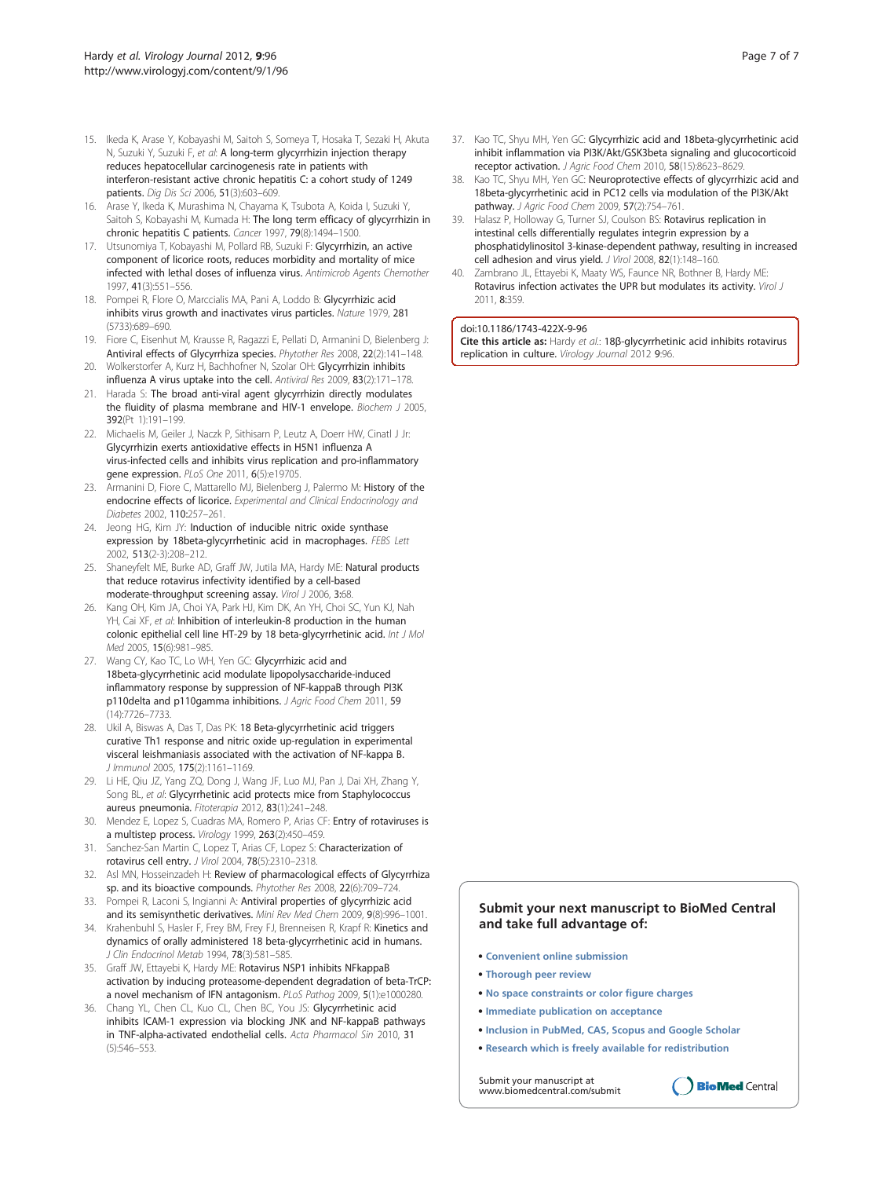15. Ikeda K, Arase Y, Kobayashi M, Saitoh S, Someya T, Hosaka T, Sezaki H, Akuta N, Suzuki Y, Suzuki F, *et al*: **A long-term glycyrrhizin injection therapy reduces hepatocellular carcinogenesis rate in patients with interferon-resistant active chronic hepatitis C: a cohort study of 1249 patients.** *Dig Dis Sci* 2006, **51**(3):603–609.
16. Arase Y, Ikeda K, Murashima N, Chayama K, Tsubota A, Koida I, Suzuki Y, Saitoh S, Kobayashi M, Kumada H: **The long term efficacy of glycyrrhizin in chronic hepatitis C patients.** *Cancer* 1997, **79**(8):1494–1500.
17. Utsunomiya T, Kobayashi M, Pollard RB, Suzuki F: **Glycyrrhizin, an active component of licorice roots, reduces morbidity and mortality of mice infected with lethal doses of influenza virus.** *Antimicrob Agents Chemother* 1997, **41**(3):551–556.
18. Pompei R, Flore O, Marccialis MA, Pani A, Loddo B: **Glycyrrhizic acid inhibits virus growth and inactivates virus particles.** *Nature* 1979, **281** (5733):689–690.
19. Fiore C, Eisenhut M, Krausse R, Ragazzi E, Pellati D, Armanini D, Bielenberg J: **Antiviral effects of Glycyrrhiza species.** *Phytother Res* 2008, **22**(2):141–148.
20. Wolkerstorfer A, Kurz H, Bachhofner N, Szolar OH: **Glycyrrhizin inhibits influenza A virus uptake into the cell.** *Antiviral Res* 2009, **83**(2):171–178.
21. Harada S: **The broad anti-viral agent glycyrrhizin directly modulates the fluidity of plasma membrane and HIV-1 envelope.** *Biochem J* 2005, **392**(Pt 1):191–199.
22. Michaelis M, Geiler J, Naczk P, Sithisarn P, Leutz A, Doerr HW, Cinatl J Jr: **Glycyrrhizin exerts antioxidative effects in H5N1 influenza A virus-infected cells and inhibits virus replication and pro-inflammatory gene expression.** *PLoS One* 2011, **6**(5):e19705.
23. Armanini D, Fiore C, Mattarello MJ, Bielenberg J, Palermo M: **History of the endocrine effects of licorice.** *Experimental and Clinical Endocrinology and Diabetes* 2002, **110**:257–261.
24. Jeong HG, Kim JY: **Induction of inducible nitric oxide synthase expression by 18beta-glycyrrhetinic acid in macrophages.** *FEBS Lett* 2002, **513**(2-3):208–212.
25. Shaneyfelt ME, Burke AD, Graff JW, Jutila MA, Hardy ME: **Natural products that reduce rotavirus infectivity identified by a cell-based moderate-throughput screening assay.** *Virol J* 2006, **3**:68.
26. Kang OH, Kim JA, Choi YA, Park HJ, Kim DK, An YH, Choi SC, Yun KJ, Nah YH, Cai XF, *et al*: **Inhibition of interleukin-8 production in the human colonic epithelial cell line HT-29 by 18 beta-glycyrrhetinic acid.** *Int J Mol Med* 2005, **15**(6):981–985.
27. Wang CY, Kao TC, Lo WH, Yen GC: **Glycyrrhizic acid and 18beta-glycyrrhetinic acid modulate lipopolysaccharide-induced inflammatory response by suppression of NF-kappaB through PI3K p110delta and p110gamma inhibitions.** *J Agric Food Chem* 2011, **59** (14):7726–7733.
28. Ukil A, Biswas A, Das T, Das PK: **18 Beta-glycyrrhetinic acid triggers curative Th1 response and nitric oxide up-regulation in experimental visceral leishmaniasis associated with the activation of NF-kappa B.** *J Immunol* 2005, **175**(2):1161–1169.
29. Li HE, Qiu JZ, Yang ZQ, Dong J, Wang JF, Luo MJ, Pan J, Dai XH, Zhang Y, Song BL, *et al*: **Glycyrrhetinic acid protects mice from Staphylococcus aureus pneumonia.** *Fitoterapia* 2012, **83**(1):241–248.
30. Mendez E, Lopez S, Cuadras MA, Romero P, Arias CF: **Entry of rotaviruses is a multistep process.** *Virology* 1999, **263**(2):450–459.
31. Sanchez-San Martin C, Lopez T, Arias CF, Lopez S: **Characterization of rotavirus cell entry.** *J Virol* 2004, **78**(5):2310–2318.
32. Asl MN, Hosseinzadeh H: **Review of pharmacological effects of Glycyrrhiza sp. and its bioactive compounds.** *Phytother Res* 2008, **22**(6):709–724.
33. Pompei R, Laconi S, Ingianni A: **Antiviral properties of glycyrrhizic acid and its semisynthetic derivatives.** *Mini Rev Med Chem* 2009, **9**(8):996–1001.
34. Krahenbuhl S, Hasler F, Frey BM, Frey FJ, Brenneisen R, Krapf R: **Kinetics and dynamics of orally administered 18 beta-glycyrrhetinic acid in humans.** *J Clin Endocrinol Metab* 1994, **78**(3):581–585.
35. Graff JW, Ettayebi K, Hardy ME: **Rotavirus NSP1 inhibits NFkappaB activation by inducing proteasome-dependent degradation of beta-TrCP: a novel mechanism of IFN antagonism.** *PLoS Pathog* 2009, **5**(1):e1000280.
36. Chang YL, Chen CL, Kuo CL, Chen BC, You JS: **Glycyrrhetinic acid inhibits ICAM-1 expression via blocking JNK and NF-kappaB pathways in TNF-alpha-activated endothelial cells.** *Acta Pharmacol Sin* 2010, **31** (5):546–553.
37. Kao TC, Shyu MH, Yen GC: **Glycyrrhizic acid and 18beta-glycyrrhetinic acid inhibit inflammation via PI3K/Akt/GSK3beta signaling and glucocorticoid receptor activation.** *J Agric Food Chem* 2010, **58**(15):8623–8629.
38. Kao TC, Shyu MH, Yen GC: **Neuroprotective effects of glycyrrhizic acid and 18beta-glycyrrhetinic acid in PC12 cells via modulation of the PI3K/Akt pathway.** *J Agric Food Chem* 2009, **57**(2):754–761.
39. Halasz P, Holloway G, Turner SJ, Coulson BS: **Rotavirus replication in intestinal cells differentially regulates integrin expression by a phosphatidylinositol 3-kinase-dependent pathway, resulting in increased cell adhesion and virus yield.** *J Virol* 2008, **82**(1):148–160.
40. Zambrano JL, Ettayebi K, Maaty WS, Faunce NR, Bothner B, Hardy ME: **Rotavirus infection activates the UPR but modulates its activity.** *Virol J* 2011, **8**:359.

doi:10.1186/1743-422X-9-96

**Cite this article as:** Hardy *et al.*: 18β-glycyrrhetinic acid inhibits rotavirus replication in culture. *Virology Journal* 2012 **9**:96.

**Submit your next manuscript to BioMed Central and take full advantage of:**

- **Convenient online submission**
- **Thorough peer review**
- **No space constraints or color figure charges**
- **Immediate publication on acceptance**
- **Inclusion in PubMed, CAS, Scopus and Google Scholar**
- **Research which is freely available for redistribution**

Submit your manuscript at
www.biomedcentral.com/submit

BioMed Central